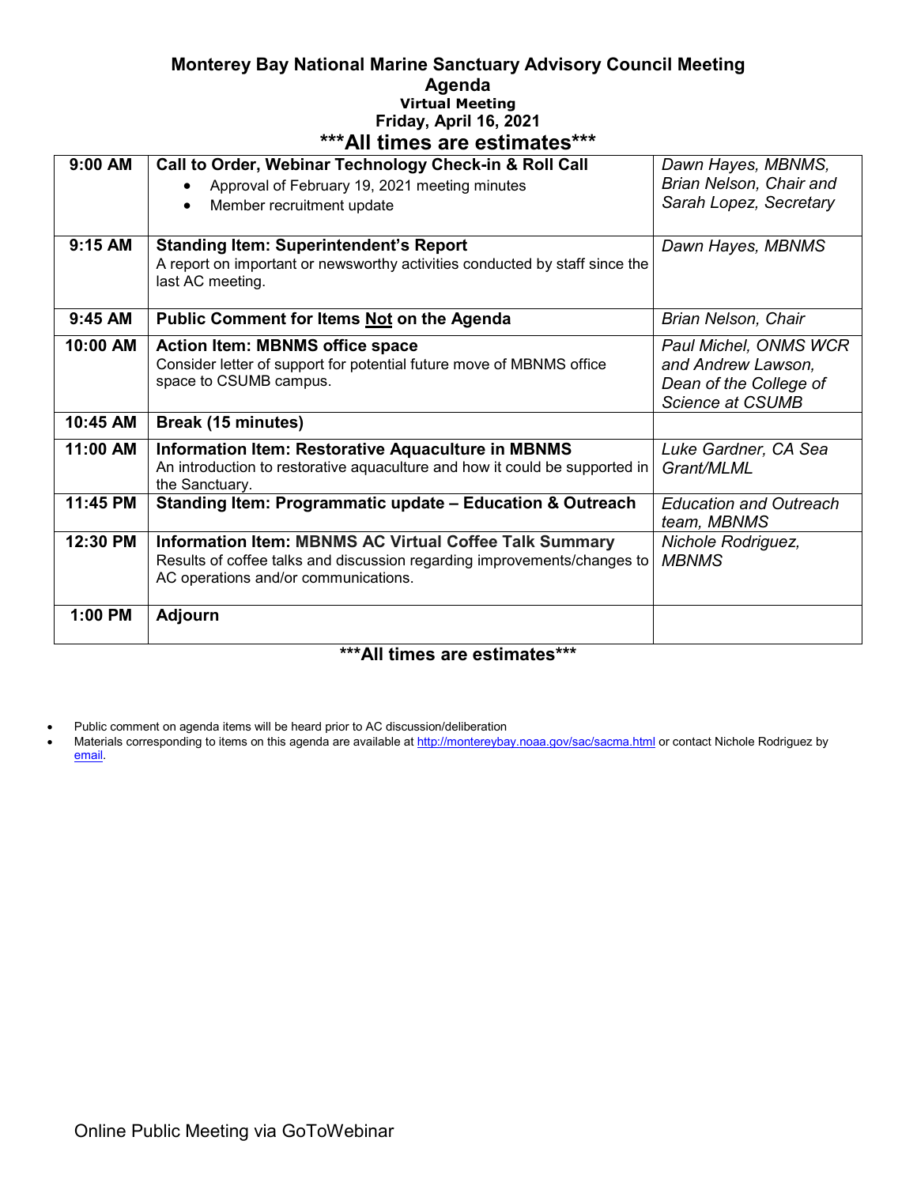# Monterey Bay National Marine Sanctuary Advisory Council Meeting

## Agenda

**Virtual Meeting**

**Friday, April 16, 2021**

**\*\*\*All times are estimates\*\*\***

| Time | Item | Presenter |
|---|---|---|
| **9:00 AM** | **Call to Order, Webinar Technology Check-in & Roll Call**<br>• Approval of February 19, 2021 meeting minutes<br>• Member recruitment update | *Dawn Hayes, MBNMS, Brian Nelson, Chair and Sarah Lopez, Secretary* |
| **9:15 AM** | **Standing Item: Superintendent's Report**<br>A report on important or newsworthy activities conducted by staff since the last AC meeting. | *Dawn Hayes, MBNMS* |
| **9:45 AM** | **Public Comment for Items <u>Not</u> on the Agenda** | *Brian Nelson, Chair* |
| **10:00 AM** | **Action Item: MBNMS office space**<br>Consider letter of support for potential future move of MBNMS office space to CSUMB campus. | *Paul Michel, ONMS WCR and Andrew Lawson, Dean of the College of Science at CSUMB* |
| **10:45 AM** | **Break (15 minutes)** | |
| **11:00 AM** | **Information Item: Restorative Aquaculture in MBNMS**<br>An introduction to restorative aquaculture and how it could be supported in the Sanctuary. | *Luke Gardner, CA Sea Grant/MLML* |
| **11:45 PM** | **Standing Item: Programmatic update – Education & Outreach** | *Education and Outreach team, MBNMS* |
| **12:30 PM** | **Information Item: MBNMS AC Virtual Coffee Talk Summary**<br>Results of coffee talks and discussion regarding improvements/changes to AC operations and/or communications. | *Nichole Rodriguez, MBNMS* |
| **1:00 PM** | **Adjourn** | |

**\*\*\*All times are estimates\*\*\***

- Public comment on agenda items will be heard prior to AC discussion/deliberation
- Materials corresponding to items on this agenda are available at [http://montereybay.noaa.gov/sac/sacma.html](http://montereybay.noaa.gov/sac/sacma.html) or contact Nichole Rodriguez by [email](#).

Online Public Meeting via GoToWebinar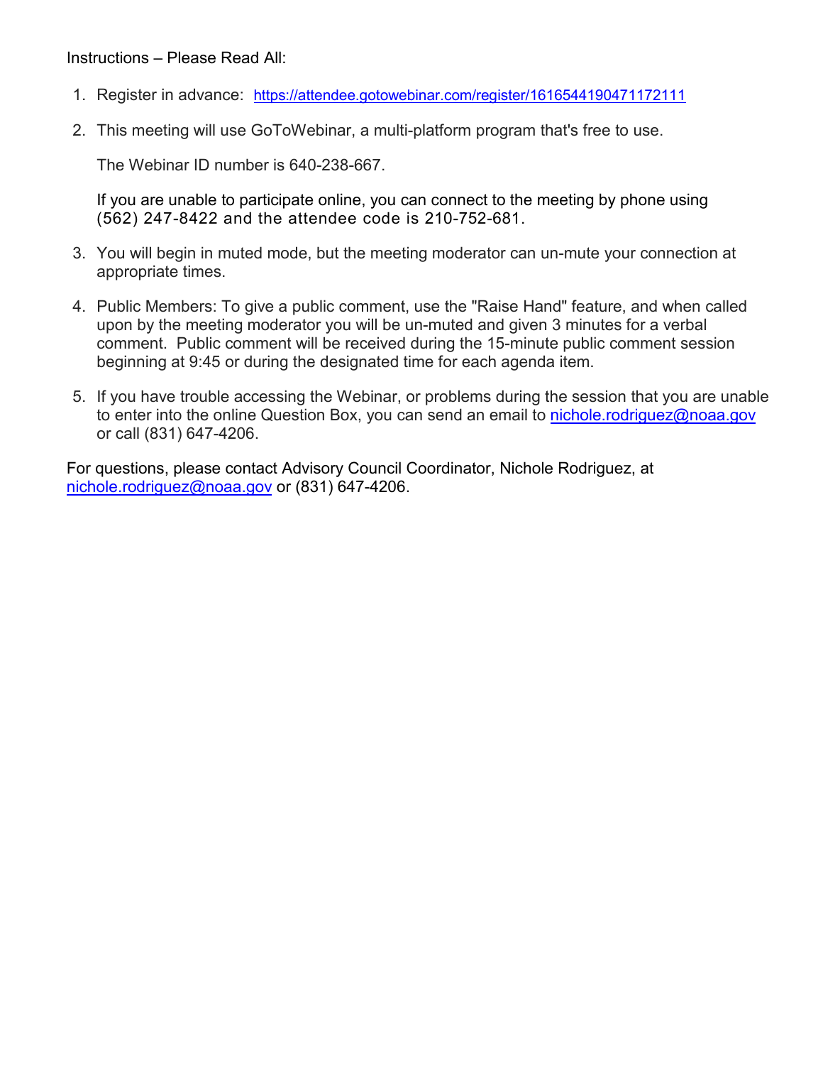Instructions – Please Read All:

1. Register in advance: https://attendee.gotowebinar.com/register/1616544190471172111

2. This meeting will use GoToWebinar, a multi-platform program that's free to use.

   The Webinar ID number is 640-238-667.

   If you are unable to participate online, you can connect to the meeting by phone using (562) 247-8422 and the attendee code is 210-752-681.

3. You will begin in muted mode, but the meeting moderator can un-mute your connection at appropriate times.

4. Public Members: To give a public comment, use the "Raise Hand" feature, and when called upon by the meeting moderator you will be un-muted and given 3 minutes for a verbal comment. Public comment will be received during the 15-minute public comment session beginning at 9:45 or during the designated time for each agenda item.

5. If you have trouble accessing the Webinar, or problems during the session that you are unable to enter into the online Question Box, you can send an email to nichole.rodriguez@noaa.gov or call (831) 647-4206.

For questions, please contact Advisory Council Coordinator, Nichole Rodriguez, at nichole.rodriguez@noaa.gov or (831) 647-4206.